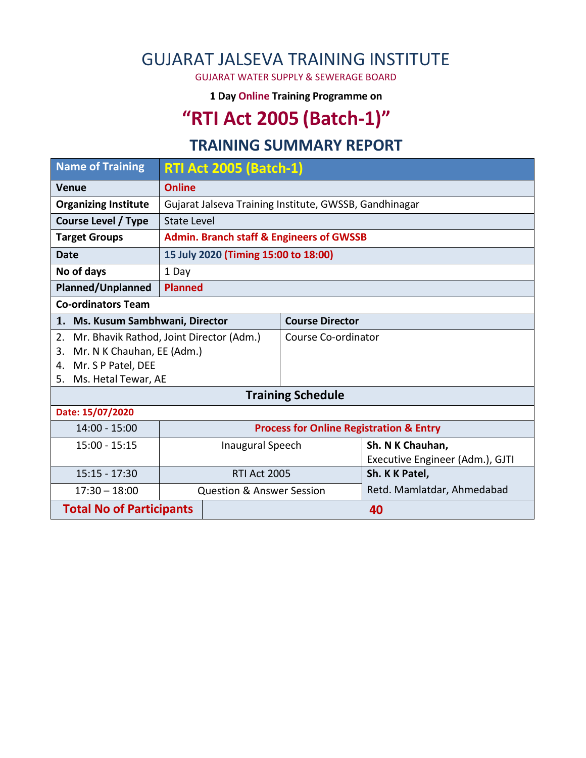# GUJARAT JALSEVA TRAINING INSTITUTE

GUJARAT WATER SUPPLY & SEWERAGE BOARD

**1 Day Online Training Programme on**

# "RTI Act 2005 (Batch-1)"

## TRAINING SUMMARY REPORT

| **Name of Training** | **RTI Act 2005 (Batch-1)** | | |
|---|---|---|---|
| **Venue** | **Online** | | |
| **Organizing Institute** | Gujarat Jalseva Training Institute, GWSSB, Gandhinagar | | |
| **Course Level / Type** | State Level | | |
| **Target Groups** | **Admin. Branch staff & Engineers of GWSSB** | | |
| **Date** | **15 July 2020 (Timing 15:00 to 18:00)** | | |
| **No of days** | 1 Day | | |
| **Planned/Unplanned** | **Planned** | | |
| **Co-ordinators Team** | | | |
| **1. Ms. Kusum Sambhwani, Director** | | **Course Director** | |
| 2. Mr. Bhavik Rathod, Joint Director (Adm.)<br>3. Mr. N K Chauhan, EE (Adm.)<br>4. Mr. S P Patel, DEE<br>5. Ms. Hetal Tewar, AE | | Course Co-ordinator | |
| **Training Schedule** | | | |
| **Date: 15/07/2020** | | | |
| 14:00 - 15:00 | **Process for Online Registration & Entry** | | |
| 15:00 - 15:15 | Inaugural Speech | | **Sh. N K Chauhan,**<br>Executive Engineer (Adm.), GJTI |
| 15:15 - 17:30 | RTI Act 2005 | | **Sh. K K Patel,**<br>Retd. Mamlatdar, Ahmedabad |
| 17:30 – 18:00 | Question & Answer Session | | |
| **Total No of Participants** | **40** | | |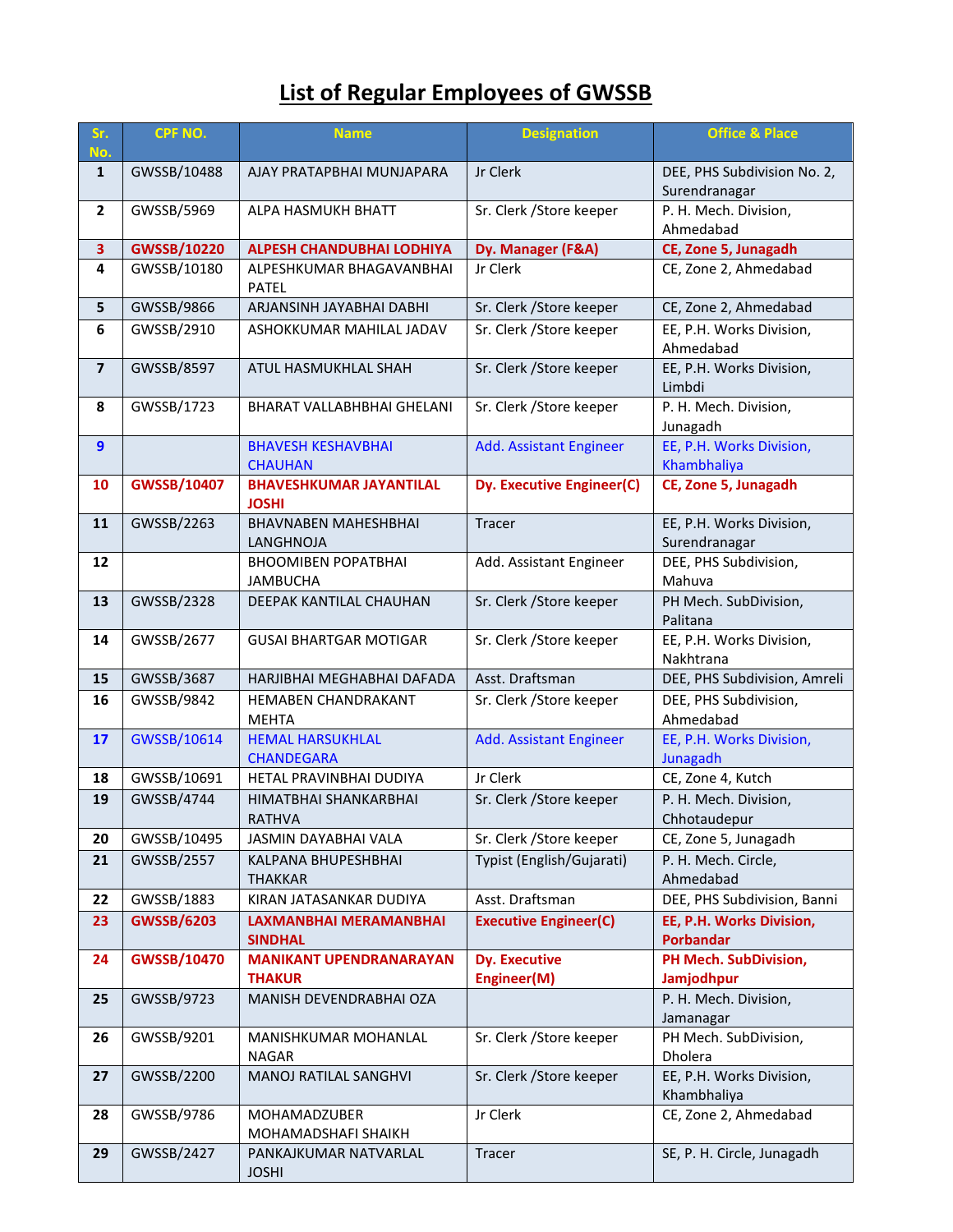# List of Regular Employees of GWSSB

| Sr. No. | CPF NO. | Name | Designation | Office & Place |
|---|---|---|---|---|
| 1 | GWSSB/10488 | AJAY PRATAPBHAI MUNJAPARA | Jr Clerk | DEE, PHS Subdivision No. 2, Surendranagar |
| 2 | GWSSB/5969 | ALPA HASMUKH BHATT | Sr. Clerk /Store keeper | P. H. Mech. Division, Ahmedabad |
| 3 | GWSSB/10220 | ALPESH CHANDUBHAI LODHIYA | Dy. Manager (F&A) | CE, Zone 5, Junagadh |
| 4 | GWSSB/10180 | ALPESHKUMAR BHAGAVANBHAI PATEL | Jr Clerk | CE, Zone 2, Ahmedabad |
| 5 | GWSSB/9866 | ARJANSINH JAYABHAI DABHI | Sr. Clerk /Store keeper | CE, Zone 2, Ahmedabad |
| 6 | GWSSB/2910 | ASHOKKUMAR MAHILAL JADAV | Sr. Clerk /Store keeper | EE, P.H. Works Division, Ahmedabad |
| 7 | GWSSB/8597 | ATUL HASMUKHLAL SHAH | Sr. Clerk /Store keeper | EE, P.H. Works Division, Limbdi |
| 8 | GWSSB/1723 | BHARAT VALLABHBHAI GHELANI | Sr. Clerk /Store keeper | P. H. Mech. Division, Junagadh |
| 9 | | BHAVESH KESHAVBHAI CHAUHAN | Add. Assistant Engineer | EE, P.H. Works Division, Khambhaliya |
| 10 | GWSSB/10407 | BHAVESHKUMAR JAYANTILAL JOSHI | Dy. Executive Engineer(C) | CE, Zone 5, Junagadh |
| 11 | GWSSB/2263 | BHAVNABEN MAHESHBHAI LANGHNOJA | Tracer | EE, P.H. Works Division, Surendranagar |
| 12 | | BHOOMIBEN POPATBHAI JAMBUCHA | Add. Assistant Engineer | DEE, PHS Subdivision, Mahuva |
| 13 | GWSSB/2328 | DEEPAK KANTILAL CHAUHAN | Sr. Clerk /Store keeper | PH Mech. SubDivision, Palitana |
| 14 | GWSSB/2677 | GUSAI BHARTGAR MOTIGAR | Sr. Clerk /Store keeper | EE, P.H. Works Division, Nakhtrana |
| 15 | GWSSB/3687 | HARJIBHAI MEGHABHAI DAFADA | Asst. Draftsman | DEE, PHS Subdivision, Amreli |
| 16 | GWSSB/9842 | HEMABEN CHANDRAKANT MEHTA | Sr. Clerk /Store keeper | DEE, PHS Subdivision, Ahmedabad |
| 17 | GWSSB/10614 | HEMAL HARSUKHLAL CHANDEGARA | Add. Assistant Engineer | EE, P.H. Works Division, Junagadh |
| 18 | GWSSB/10691 | HETAL PRAVINBHAI DUDIYA | Jr Clerk | CE, Zone 4, Kutch |
| 19 | GWSSB/4744 | HIMATBHAI SHANKARBHAI RATHVA | Sr. Clerk /Store keeper | P. H. Mech. Division, Chhotaudepur |
| 20 | GWSSB/10495 | JASMIN DAYABHAI VALA | Sr. Clerk /Store keeper | CE, Zone 5, Junagadh |
| 21 | GWSSB/2557 | KALPANA BHUPESHBHAI THAKKAR | Typist (English/Gujarati) | P. H. Mech. Circle, Ahmedabad |
| 22 | GWSSB/1883 | KIRAN JATASANKAR DUDIYA | Asst. Draftsman | DEE, PHS Subdivision, Banni |
| 23 | GWSSB/6203 | LAXMANBHAI MERAMANBHAI SINDHAL | Executive Engineer(C) | EE, P.H. Works Division, Porbandar |
| 24 | GWSSB/10470 | MANIKANT UPENDRANARAYAN THAKUR | Dy. Executive Engineer(M) | PH Mech. SubDivision, Jamjodhpur |
| 25 | GWSSB/9723 | MANISH DEVENDRABHAI OZA | | P. H. Mech. Division, Jamanagar |
| 26 | GWSSB/9201 | MANISHKUMAR MOHANLAL NAGAR | Sr. Clerk /Store keeper | PH Mech. SubDivision, Dholera |
| 27 | GWSSB/2200 | MANOJ RATILAL SANGHVI | Sr. Clerk /Store keeper | EE, P.H. Works Division, Khambhaliya |
| 28 | GWSSB/9786 | MOHAMADZUBER MOHAMADSHAFI SHAIKH | Jr Clerk | CE, Zone 2, Ahmedabad |
| 29 | GWSSB/2427 | PANKAJKUMAR NATVARLAL JOSHI | Tracer | SE, P. H. Circle, Junagadh |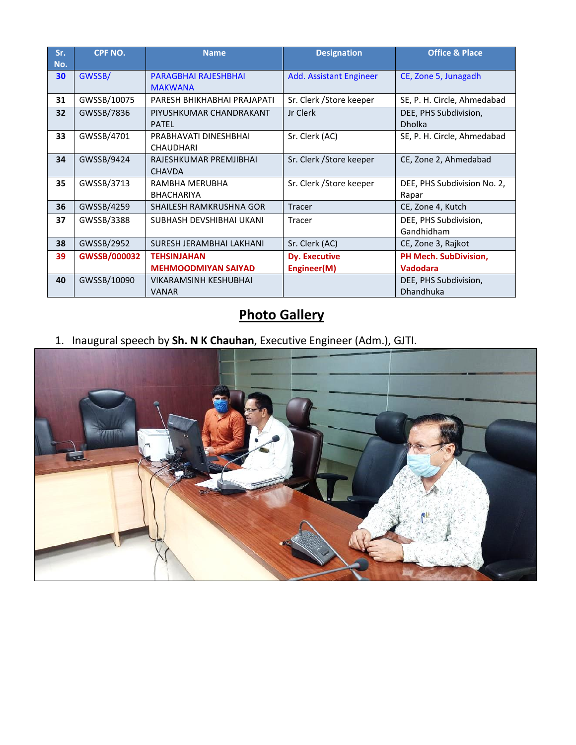| Sr. No. | CPF NO. | Name | Designation | Office & Place |
|---|---|---|---|---|
| 30 | GWSSB/ | PARAGBHAI RAJESHBHAI MAKWANA | Add. Assistant Engineer | CE, Zone 5, Junagadh |
| 31 | GWSSB/10075 | PARESH BHIKHABHAI PRAJAPATI | Sr. Clerk /Store keeper | SE, P. H. Circle, Ahmedabad |
| 32 | GWSSB/7836 | PIYUSHKUMAR CHANDRAKANT PATEL | Jr Clerk | DEE, PHS Subdivision, Dholka |
| 33 | GWSSB/4701 | PRABHAVATI DINESHBHAI CHAUDHARI | Sr. Clerk (AC) | SE, P. H. Circle, Ahmedabad |
| 34 | GWSSB/9424 | RAJESHKUMAR PREMJIBHAI CHAVDA | Sr. Clerk /Store keeper | CE, Zone 2, Ahmedabad |
| 35 | GWSSB/3713 | RAMBHA MERUBHA BHACHARIYA | Sr. Clerk /Store keeper | DEE, PHS Subdivision No. 2, Rapar |
| 36 | GWSSB/4259 | SHAILESH RAMKRUSHNA GOR | Tracer | CE, Zone 4, Kutch |
| 37 | GWSSB/3388 | SUBHASH DEVSHIBHAI UKANI | Tracer | DEE, PHS Subdivision, Gandhidham |
| 38 | GWSSB/2952 | SURESH JERAMBHAI LAKHANI | Sr. Clerk (AC) | CE, Zone 3, Rajkot |
| **39** | **GWSSB/000032** | **TEHSINJAHAN MEHMOODMIYAN SAIYAD** | **Dy. Executive Engineer(M)** | **PH Mech. SubDivision, Vadodara** |
| 40 | GWSSB/10090 | VIKARAMSINH KESHUBHAI VANAR | | DEE, PHS Subdivision, Dhandhuka |

## Photo Gallery

1. Inaugural speech by **Sh. N K Chauhan**, Executive Engineer (Adm.), GJTI.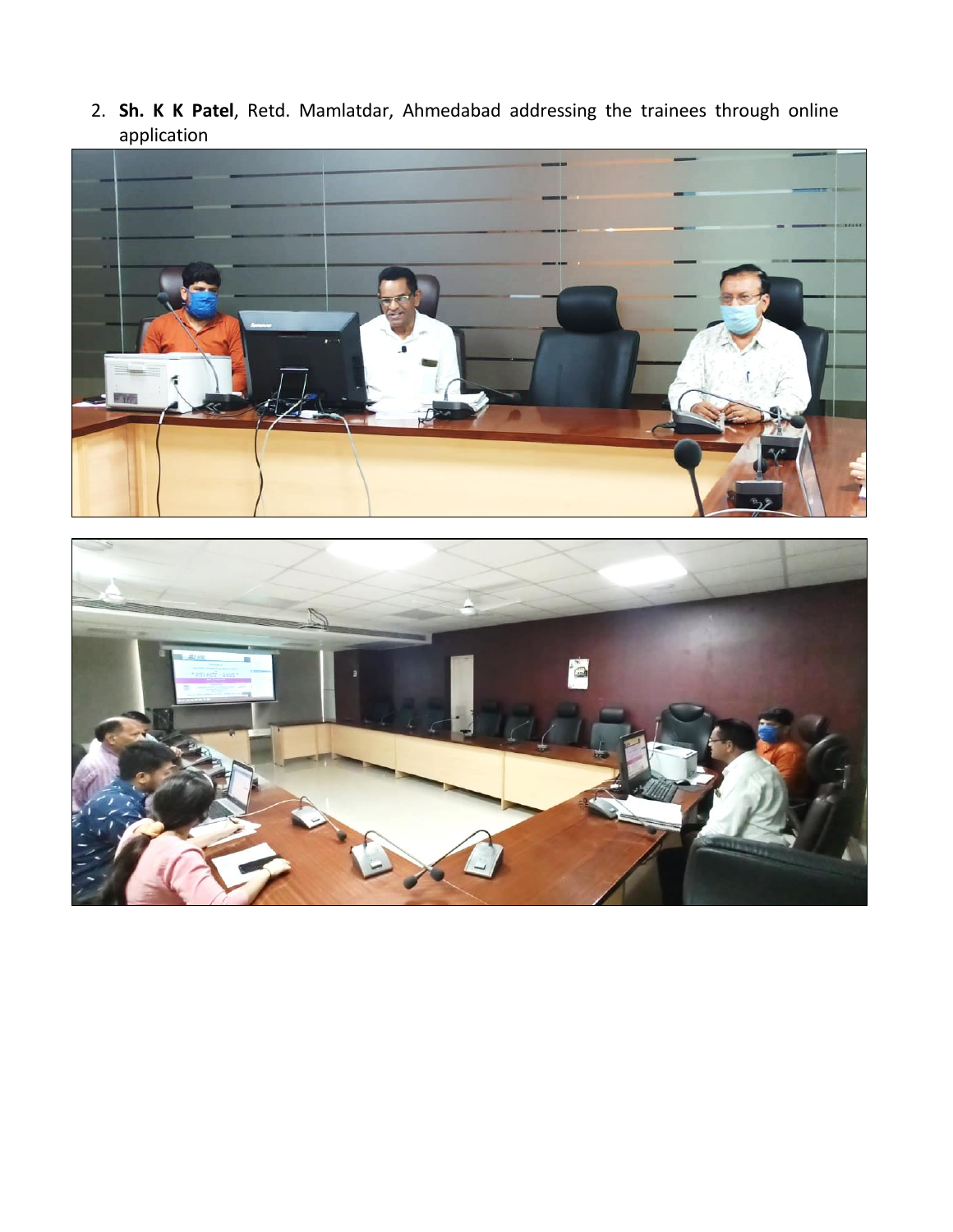2. **Sh. K K Patel**, Retd. Mamlatdar, Ahmedabad addressing the trainees through online application